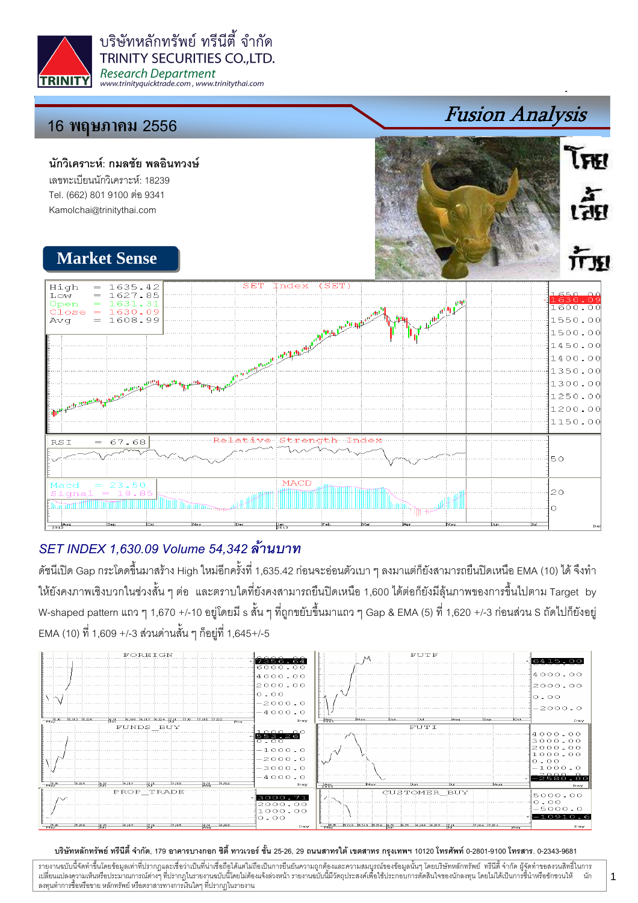บริษัทหลักทรัพย์ ทรีนีตี้ จำกัด
TRINITY SECURITIES CO.,LTD.
*Research Department*
www.trinityquicktrade.com , www.trinitythai.com

## 16 พฤษภาคม 2556

# Fusion Analysis

**นักวิเคราะห์: กมลชัย พลอินทวงษ์**
เลขทะเบียนนักวิเคราะห์: 18239
Tel. (662) 801 9100 ต่อ 9341
Kamolchai@trinitythai.com

## Market Sense

High = 1635.42
Low = 1627.85
Open = 1631.31
Close = 1630.09
Avg = 1608.99

RSI = 67.68
Macd = 23.50
Signal = 18.85

### *SET INDEX 1,630.09 Volume 54,342 ล้านบาท*

ดัชนีเปิด Gap กระโดดขึ้นมาสร้าง High ใหม่อีกครั้งที่ 1,635.42 ก่อนจะอ่อนตัวเบา ๆ ลงมาแต่ก็ยังสามารถยืนปิดเหนือ EMA (10) ได้ จึงทำให้ยังคงภาพเชิงบวกในช่วงสั้น ๆ ต่อ และตราบใดที่ยังคงสามารถยืนปิดเหนือ 1,600 ได้ต่อก็ยังมีลุ้นภาพของการขึ้นไปตาม Target by W-shaped pattern แถว ๆ 1,670 +/-10 อยู่โดยมี s สั้น ๆ ที่ถูกขยับขึ้นมาแถว ๆ Gap & EMA (5) ที่ 1,620 +/-3 ก่อนส่วน S ถัดไปก็ยังอยู่ EMA (10) ที่ 1,609 +/-3 ส่วนต้านสั้น ๆ ก็อยู่ที่ 1,645+/-5

บริษัทหลักทรัพย์ ทรีนีตี้ จำกัด, 179 อาคารบางกอก ซิตี้ ทาวเวอร์ ชั้น 25-26, 29 ถนนสาทรใต้ เขตสาทร กรุงเทพฯ 10120 โทรศัพท์ 0-2801-9100 โทรสาร. 0-2343-9681

รายงานฉบับนี้จัดทำขึ้นโดยข้อมูลเท่าที่ปรากฏและเชื่อว่าเป็นที่น่าเชื่อถือได้แต่ไม่ถือเป็นการยืนยันความถูกต้องและความสมบูรณ์ของข้อมูลนั้นๆ โดยบริษัทหลักทรัพย์ ทรีนีตี้ จำกัด ผู้จัดทำขอสงวนสิทธิ์ในการเปลี่ยนแปลงความเห็นหรือประมาณการณ์ต่างๆ ที่ปรากฏในรายงานฉบับนี้โดยไม่ต้องแจ้งล่วงหน้า รายงานฉบับนี้มีวัตถุประสงค์เพื่อใช้ประกอบการตัดสินใจของนักลงทุน โดยไม่ได้เป็นการชี้นำหรือชักชวนให้นักลงทุนทำการซื้อหรือขาย หลักทรัพย์ หรือตราสารทางการเงินใดๆ ที่ปรากฏในรายงาน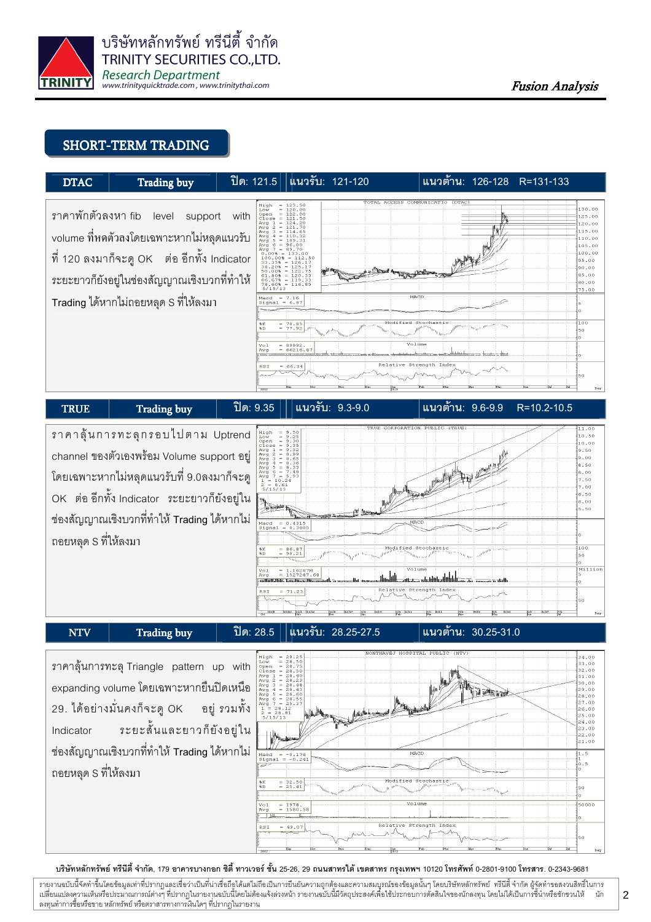## SHORT-TERM TRADING

| DTAC | Trading buy | ปิด: 121.5 | แนวรับ: 121-120 | แนวต้าน: 126-128 R=131-133 |
|---|---|---|---|---|

ราคาพักตัวลงหา fib level support with volume ที่หดตัวลงโดยเฉพาะหากไม่หลุดแนวรับที่ 120 ลงมาก็จะดู OK ต่อ อีกทั้ง Indicator ระยะยาวก็ยังอยู่ในช่องสัญญาณเชิงบวกที่ทำให้ Trading ได้หากไม่ถอยหลุด S ที่ให้ลงมา

| TRUE | Trading buy | ปิด: 9.35 | แนวรับ: 9.3-9.0 | แนวต้าน: 9.6-9.9 R=10.2-10.5 |
|---|---|---|---|---|

ราคาลุ้นการทะลุกรอบไปตาม Uptrend channel ของตัวเองพร้อม Volume support อยู่โดยเฉพาะหากไม่หลุดแนวรับที่ 9.0ลงมาก็จะดู OK ต่อ อีกทั้ง Indicator ระยะยาวก็ยังอยู่ในช่องสัญญาณเชิงบวกที่ทำให้ Trading ได้หากไม่ถอยหลุด S ที่ให้ลงมา

| NTV | Trading buy | ปิด: 28.5 | แนวรับ: 28.25-27.5 | แนวต้าน: 30.25-31.0 |
|---|---|---|---|---|

ราคาลุ้นการทะลุ Triangle pattern up with expanding volume โดยเฉพาะหากยืนปิดเหนือ 29. ได้อย่างมั่นคงก็จะดู OK อยู่ รวมทั้ง Indicator ระยะสั้นและยาวก็ยังอยู่ในช่องสัญญาณเชิงบวกที่ทำให้ Trading ได้หากไม่ถอยหลุด S ที่ให้ลงมา

บริษัทหลักทรัพย์ ทรีนีตี้ จำกัด, 179 อาคารบางกอก ซิตี้ ทาวเวอร์ ชั้น 25-26, 29 ถนนสาทรใต้ เขตสาทร กรุงเทพฯ 10120 โทรศัพท์ 0-2801-9100 โทรสาร. 0-2343-9681

รายงานฉบับนี้จัดทำขึ้นโดยข้อมูลเท่าที่ปรากฏและเชื่อว่าเป็นที่น่าเชื่อถือได้แต่ไม่ถือเป็นการยืนยันความถูกต้องและความสมบูรณ์ของข้อมูลนั้นๆ โดยบริษัทหลักทรัพย์ ทรีนีตี้ จำกัด ผู้จัดทำขอสงวนสิทธิ์ในการเปลี่ยนแปลงความเห็นหรือประมาณการณ์ต่างๆ ที่ปรากฏในรายงานฉบับนี้โดยไม่ต้องแจ้งล่วงหน้า รายงานฉบับนี้มีวัตถุประสงค์เพื่อใช้ประกอบการตัดสินใจของนักลงทุน โดยไม่ได้เป็นการชี้นำหรือชักชวนให้นักลงทุนทำการซื้อหรือขาย หลักทรัพย์ หรือตราสารทางการเงินใดๆ ที่ปรากฏในรายงาน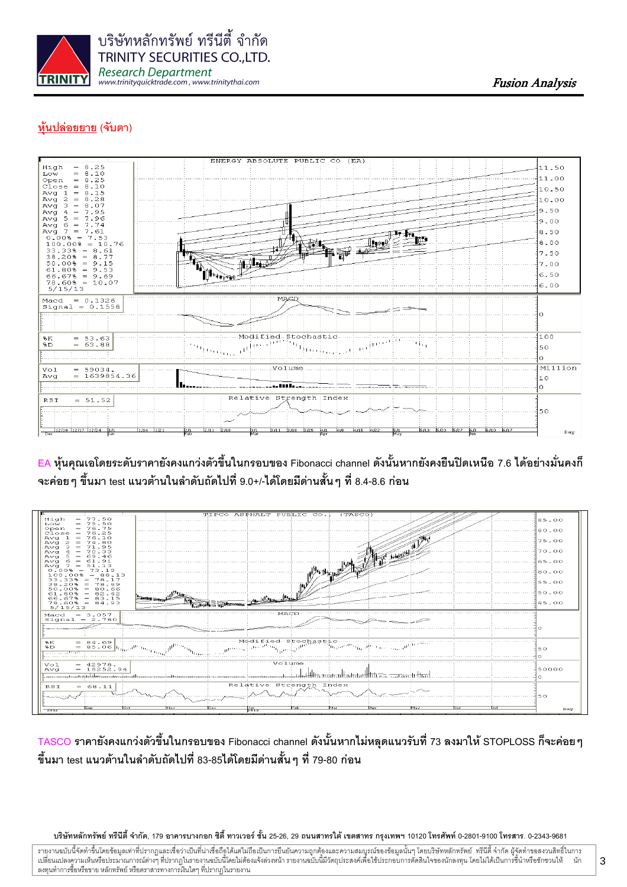## หุ้นปล่อยยาย (จับตา)

ENERGY ABSOLUTE PUBLIC CO (EA)

High = 8.25
Low = 8.10
Open = 8.25
Close = 8.10
Avg 1 = 8.15
Avg 2 = 8.28
Avg 3 = 8.07
Avg 4 = 7.95
Avg 5 = 7.96
Avg 6 = 7.74
Avg 7 = 7.61
0.00% = 7.53
100.00% = 10.76
33.33% = 8.61
38.20% = 8.77
50.00% = 9.15
61.80% = 9.53
66.67% = 9.69
78.60% = 10.07
5/15/13

Macd = 0.1326
Signal = 0.1558

%K = 53.63
%D = 63.88

Vol = 59034.
Avg = 1639854.36

RSI = 51.52

EA หุ้นคุณเอโดยระดับราคายังคงแกว่งตัวขึ้นในกรอบของ Fibonacci channel ดังนั้นหากยังคงยืนปิดเหนือ 7.6 ได้อย่างมั่นคงก็จะค่อยๆ ขึ้นมา test แนวต้านในลำดับถัดไปที่ 9.0+/-ได้โดยมีด่านสั้นๆ ที่ 8.4-8.6 ก่อน

TIPCO ASPHALT PUBLIC CO., (TASCO)

High = 77.50
Low = 75.50
Open = 76.75
Close = 76.25
Avg 1 = 76.10
Avg 2 = 74.80
Avg 3 = 71.95
Avg 4 = 70.33
Avg 5 = 69.46
Avg 6 = 61.91
Avg 7 = 51.13
0.00% = 73.19
100.00% = 88.13
33.33% = 78.17
38.20% = 78.89
50.00% = 80.66
61.80% = 82.42
66.67% = 83.15
78.60% = 84.93
5/15/13

Macd = 3.057
Signal = 2.780

%K = 84.69
%D = 85.06

Vol = 42978.
Avg = 18252.94

RSI = 68.11

TASCO ราคายังคงแกว่งตัวขึ้นในกรอบของ Fibonacci channel ดังนั้นหากไม่หลุดแนวรับที่ 73 ลงมาให้ STOPLOSS ก็จะค่อยๆ ขึ้นมา test แนวต้านในลำดับถัดไปที่ 83-85ได้โดยมีด่านสั้นๆ ที่ 79-80 ก่อน